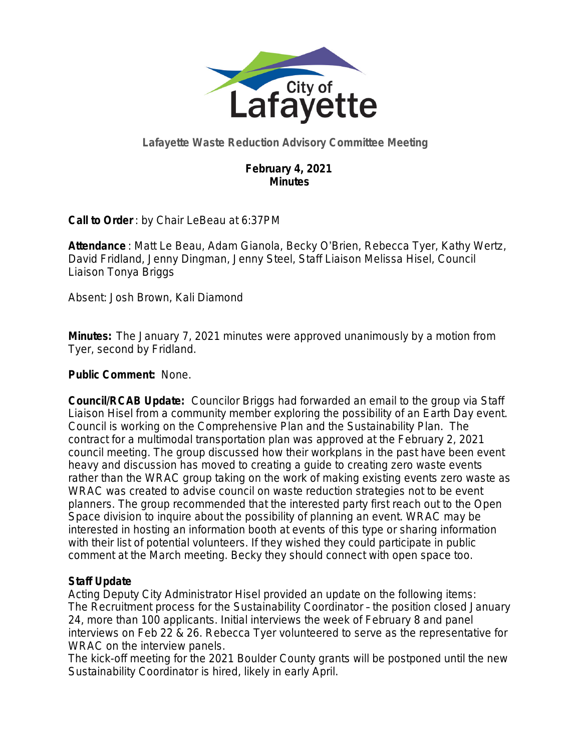City of Lafayette

## Lafayette Waste Reduction Advisory Committee Meeting

**February 4, 2021**
**Minutes**

**Call to Order**: by Chair LeBeau at 6:37PM

**Attendance**: Matt Le Beau, Adam Gianola, Becky O'Brien, Rebecca Tyer, Kathy Wertz, David Fridland, Jenny Dingman, Jenny Steel, Staff Liaison Melissa Hisel, Council Liaison Tonya Briggs

Absent: Josh Brown, Kali Diamond

**Minutes:** The January 7, 2021 minutes were approved unanimously by a motion from Tyer, second by Fridland.

**Public Comment:** None.

**Council/RCAB Update:** Councilor Briggs had forwarded an email to the group via Staff Liaison Hisel from a community member exploring the possibility of an Earth Day event. Council is working on the Comprehensive Plan and the Sustainability Plan. The contract for a multimodal transportation plan was approved at the February 2, 2021 council meeting. The group discussed how their workplans in the past have been event heavy and discussion has moved to creating a guide to creating zero waste events rather than the WRAC group taking on the work of making existing events zero waste as WRAC was created to advise council on waste reduction strategies not to be event planners. The group recommended that the interested party first reach out to the Open Space division to inquire about the possibility of planning an event. WRAC may be interested in hosting an information booth at events of this type or sharing information with their list of potential volunteers. If they wished they could participate in public comment at the March meeting. Becky they should connect with open space too.

**Staff Update**
Acting Deputy City Administrator Hisel provided an update on the following items:
The Recruitment process for the Sustainability Coordinator – the position closed January 24, more than 100 applicants. Initial interviews the week of February 8 and panel interviews on Feb 22 & 26. Rebecca Tyer volunteered to serve as the representative for WRAC on the interview panels.
The kick-off meeting for the 2021 Boulder County grants will be postponed until the new Sustainability Coordinator is hired, likely in early April.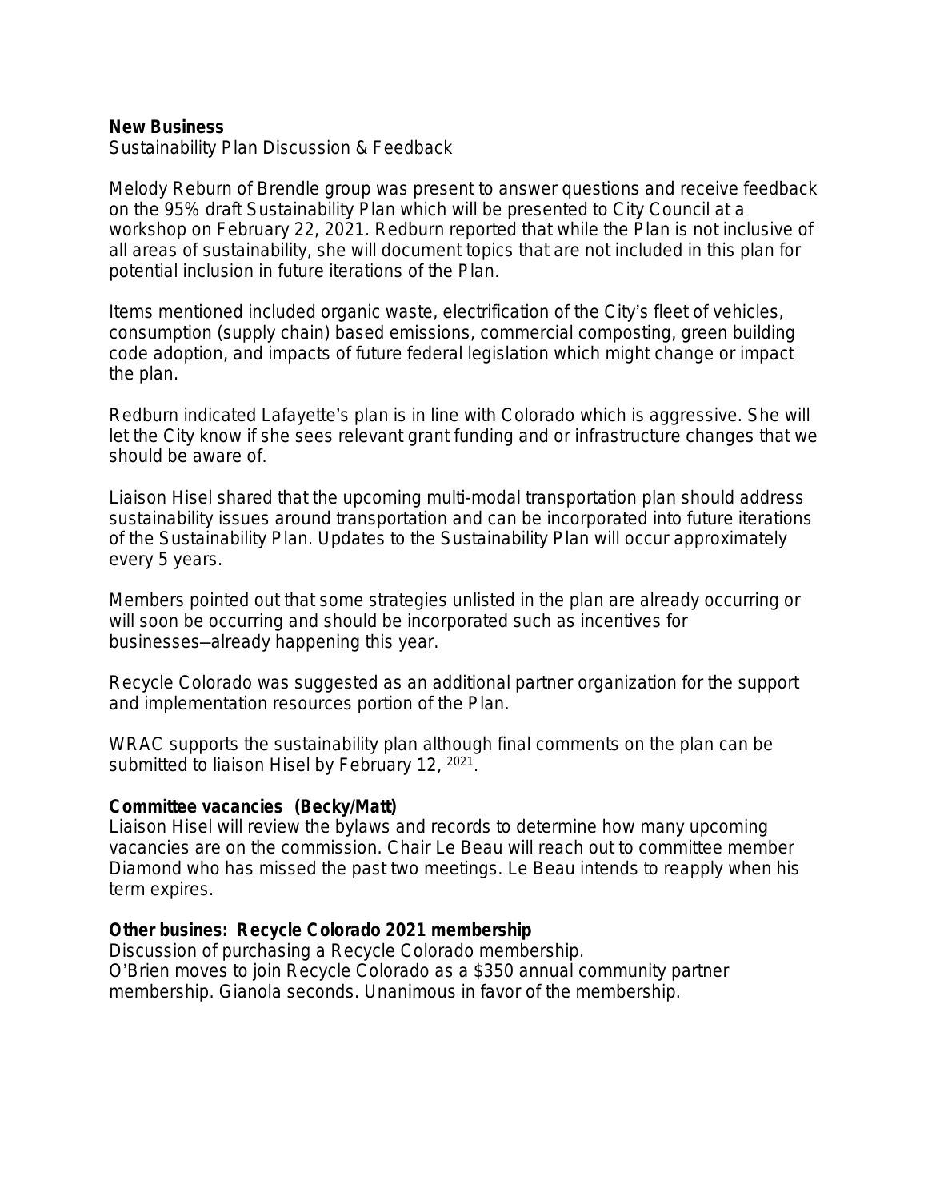**New Business**

Sustainability Plan Discussion & Feedback

Melody Reburn of Brendle group was present to answer questions and receive feedback on the 95% draft Sustainability Plan which will be presented to City Council at a workshop on February 22, 2021. Redburn reported that while the Plan is not inclusive of all areas of sustainability, she will document topics that are not included in this plan for potential inclusion in future iterations of the Plan.

Items mentioned included organic waste, electrification of the City's fleet of vehicles, consumption (supply chain) based emissions, commercial composting, green building code adoption, and impacts of future federal legislation which might change or impact the plan.

Redburn indicated Lafayette's plan is in line with Colorado which is aggressive. She will let the City know if she sees relevant grant funding and or infrastructure changes that we should be aware of.

Liaison Hisel shared that the upcoming multi-modal transportation plan should address sustainability issues around transportation and can be incorporated into future iterations of the Sustainability Plan. Updates to the Sustainability Plan will occur approximately every 5 years.

Members pointed out that some strategies unlisted in the plan are already occurring or will soon be occurring and should be incorporated such as incentives for businesses—already happening this year.

Recycle Colorado was suggested as an additional partner organization for the support and implementation resources portion of the Plan.

WRAC supports the sustainability plan although final comments on the plan can be submitted to liaison Hisel by February 12, 2021.

**Committee vacancies (Becky/Matt)**

Liaison Hisel will review the bylaws and records to determine how many upcoming vacancies are on the commission. Chair Le Beau will reach out to committee member Diamond who has missed the past two meetings. Le Beau intends to reapply when his term expires.

**Other busines: Recycle Colorado 2021 membership**

Discussion of purchasing a Recycle Colorado membership.
O'Brien moves to join Recycle Colorado as a $350 annual community partner membership. Gianola seconds. Unanimous in favor of the membership.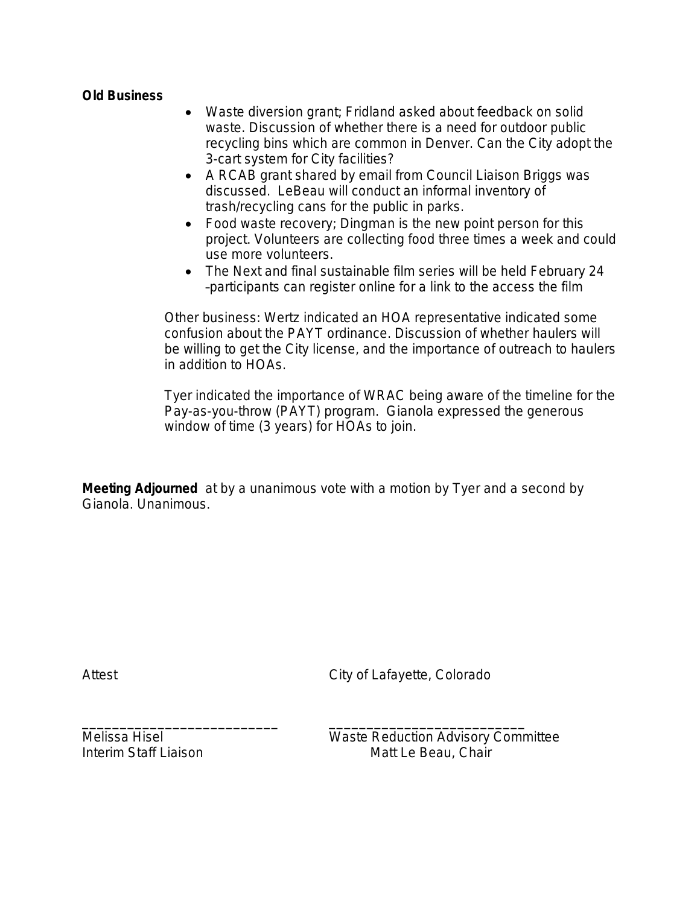**Old Business**

- Waste diversion grant; Fridland asked about feedback on solid waste. Discussion of whether there is a need for outdoor public recycling bins which are common in Denver. Can the City adopt the 3-cart system for City facilities?
- A RCAB grant shared by email from Council Liaison Briggs was discussed. LeBeau will conduct an informal inventory of trash/recycling cans for the public in parks.
- Food waste recovery; Dingman is the new point person for this project. Volunteers are collecting food three times a week and could use more volunteers.
- The Next and final sustainable film series will be held February 24 –participants can register online for a link to the access the film

Other business: Wertz indicated an HOA representative indicated some confusion about the PAYT ordinance. Discussion of whether haulers will be willing to get the City license, and the importance of outreach to haulers in addition to HOAs.

Tyer indicated the importance of WRAC being aware of the timeline for the Pay-as-you-throw (PAYT) program. Gianola expressed the generous window of time (3 years) for HOAs to join.

**Meeting Adjourned** at by a unanimous vote with a motion by Tyer and a second by Gianola. Unanimous.

Attest

City of Lafayette, Colorado

___________________________
Melissa Hisel
Interim Staff Liaison

___________________________
Waste Reduction Advisory Committee
Matt Le Beau, Chair